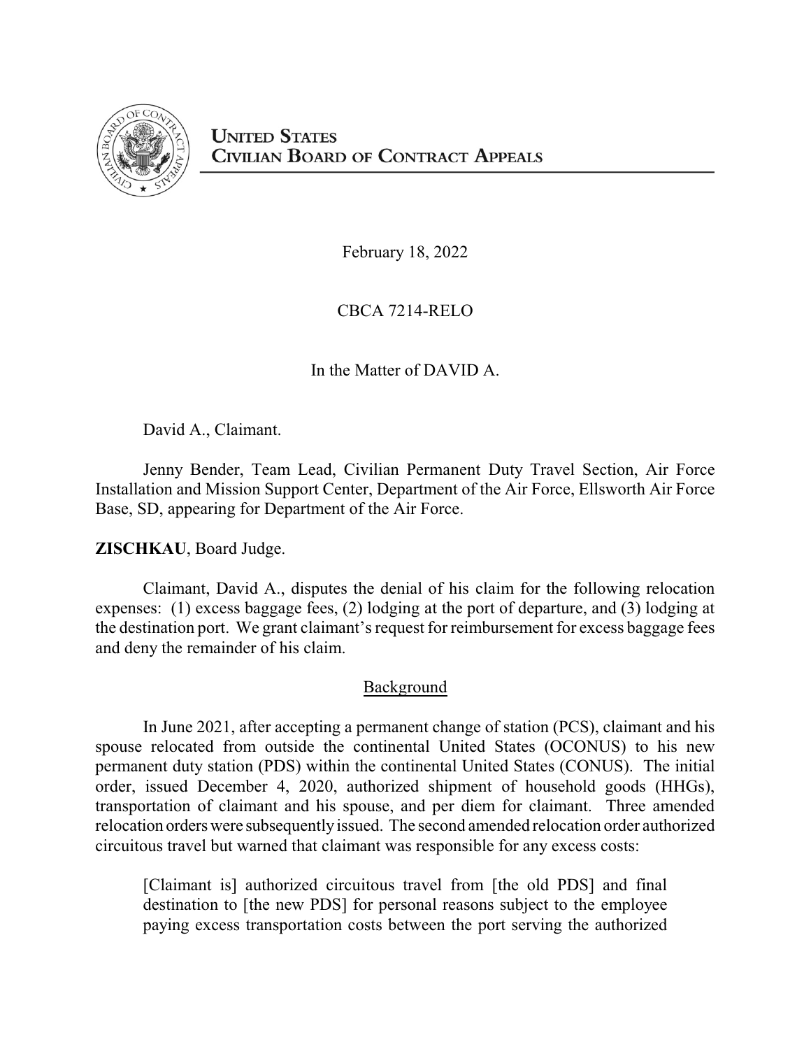# UNITED STATES CIVILIAN BOARD OF CONTRACT APPEALS

February 18, 2022

CBCA 7214-RELO

In the Matter of DAVID A.

David A., Claimant.

Jenny Bender, Team Lead, Civilian Permanent Duty Travel Section, Air Force Installation and Mission Support Center, Department of the Air Force, Ellsworth Air Force Base, SD, appearing for Department of the Air Force.

**ZISCHKAU**, Board Judge.

Claimant, David A., disputes the denial of his claim for the following relocation expenses: (1) excess baggage fees, (2) lodging at the port of departure, and (3) lodging at the destination port. We grant claimant's request for reimbursement for excess baggage fees and deny the remainder of his claim.

## Background

In June 2021, after accepting a permanent change of station (PCS), claimant and his spouse relocated from outside the continental United States (OCONUS) to his new permanent duty station (PDS) within the continental United States (CONUS). The initial order, issued December 4, 2020, authorized shipment of household goods (HHGs), transportation of claimant and his spouse, and per diem for claimant. Three amended relocation orders were subsequently issued. The second amended relocation order authorized circuitous travel but warned that claimant was responsible for any excess costs:

> [Claimant is] authorized circuitous travel from [the old PDS] and final destination to [the new PDS] for personal reasons subject to the employee paying excess transportation costs between the port serving the authorized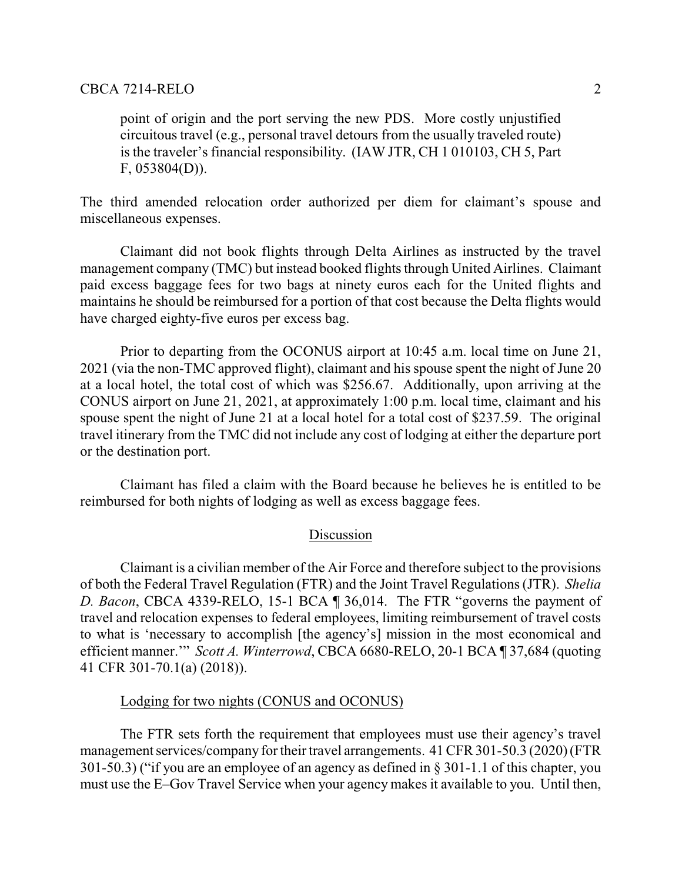point of origin and the port serving the new PDS. More costly unjustified circuitous travel (e.g., personal travel detours from the usually traveled route) is the traveler's financial responsibility. (IAW JTR, CH 1 010103, CH 5, Part F, 053804(D)).

The third amended relocation order authorized per diem for claimant's spouse and miscellaneous expenses.

Claimant did not book flights through Delta Airlines as instructed by the travel management company (TMC) but instead booked flights through United Airlines. Claimant paid excess baggage fees for two bags at ninety euros each for the United flights and maintains he should be reimbursed for a portion of that cost because the Delta flights would have charged eighty-five euros per excess bag.

Prior to departing from the OCONUS airport at 10:45 a.m. local time on June 21, 2021 (via the non-TMC approved flight), claimant and his spouse spent the night of June 20 at a local hotel, the total cost of which was $256.67. Additionally, upon arriving at the CONUS airport on June 21, 2021, at approximately 1:00 p.m. local time, claimant and his spouse spent the night of June 21 at a local hotel for a total cost of $237.59. The original travel itinerary from the TMC did not include any cost of lodging at either the departure port or the destination port.

Claimant has filed a claim with the Board because he believes he is entitled to be reimbursed for both nights of lodging as well as excess baggage fees.

## Discussion

Claimant is a civilian member of the Air Force and therefore subject to the provisions of both the Federal Travel Regulation (FTR) and the Joint Travel Regulations (JTR). *Shelia D. Bacon*, CBCA 4339-RELO, 15-1 BCA ¶ 36,014. The FTR "governs the payment of travel and relocation expenses to federal employees, limiting reimbursement of travel costs to what is 'necessary to accomplish [the agency's] mission in the most economical and efficient manner.'" *Scott A. Winterrowd*, CBCA 6680-RELO, 20-1 BCA ¶ 37,684 (quoting 41 CFR 301-70.1(a) (2018)).

### Lodging for two nights (CONUS and OCONUS)

The FTR sets forth the requirement that employees must use their agency's travel management services/company for their travel arrangements. 41 CFR 301-50.3 (2020) (FTR 301-50.3) ("if you are an employee of an agency as defined in § 301-1.1 of this chapter, you must use the E–Gov Travel Service when your agency makes it available to you. Until then,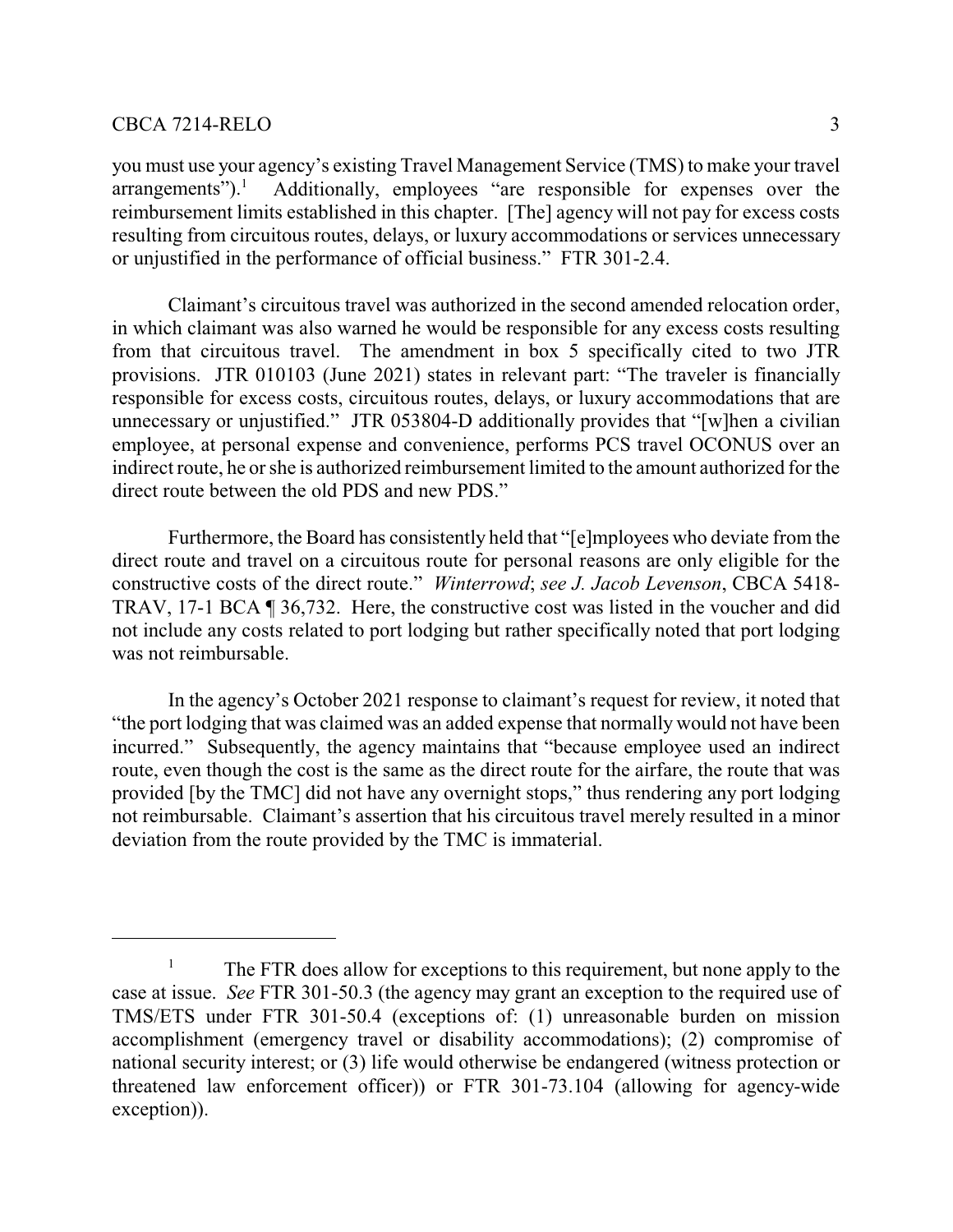you must use your agency's existing Travel Management Service (TMS) to make your travel arrangements").[1] Additionally, employees "are responsible for expenses over the reimbursement limits established in this chapter. [The] agency will not pay for excess costs resulting from circuitous routes, delays, or luxury accommodations or services unnecessary or unjustified in the performance of official business." FTR 301-2.4.

Claimant's circuitous travel was authorized in the second amended relocation order, in which claimant was also warned he would be responsible for any excess costs resulting from that circuitous travel. The amendment in box 5 specifically cited to two JTR provisions. JTR 010103 (June 2021) states in relevant part: "The traveler is financially responsible for excess costs, circuitous routes, delays, or luxury accommodations that are unnecessary or unjustified." JTR 053804-D additionally provides that "[w]hen a civilian employee, at personal expense and convenience, performs PCS travel OCONUS over an indirect route, he or she is authorized reimbursement limited to the amount authorized for the direct route between the old PDS and new PDS."

Furthermore, the Board has consistently held that "[e]mployees who deviate from the direct route and travel on a circuitous route for personal reasons are only eligible for the constructive costs of the direct route." *Winterrowd*; *see J. Jacob Levenson*, CBCA 5418-TRAV, 17-1 BCA ¶ 36,732. Here, the constructive cost was listed in the voucher and did not include any costs related to port lodging but rather specifically noted that port lodging was not reimbursable.

In the agency's October 2021 response to claimant's request for review, it noted that "the port lodging that was claimed was an added expense that normally would not have been incurred." Subsequently, the agency maintains that "because employee used an indirect route, even though the cost is the same as the direct route for the airfare, the route that was provided [by the TMC] did not have any overnight stops," thus rendering any port lodging not reimbursable. Claimant's assertion that his circuitous travel merely resulted in a minor deviation from the route provided by the TMC is immaterial.

---

[1] The FTR does allow for exceptions to this requirement, but none apply to the case at issue. *See* FTR 301-50.3 (the agency may grant an exception to the required use of TMS/ETS under FTR 301-50.4 (exceptions of: (1) unreasonable burden on mission accomplishment (emergency travel or disability accommodations); (2) compromise of national security interest; or (3) life would otherwise be endangered (witness protection or threatened law enforcement officer)) or FTR 301-73.104 (allowing for agency-wide exception)).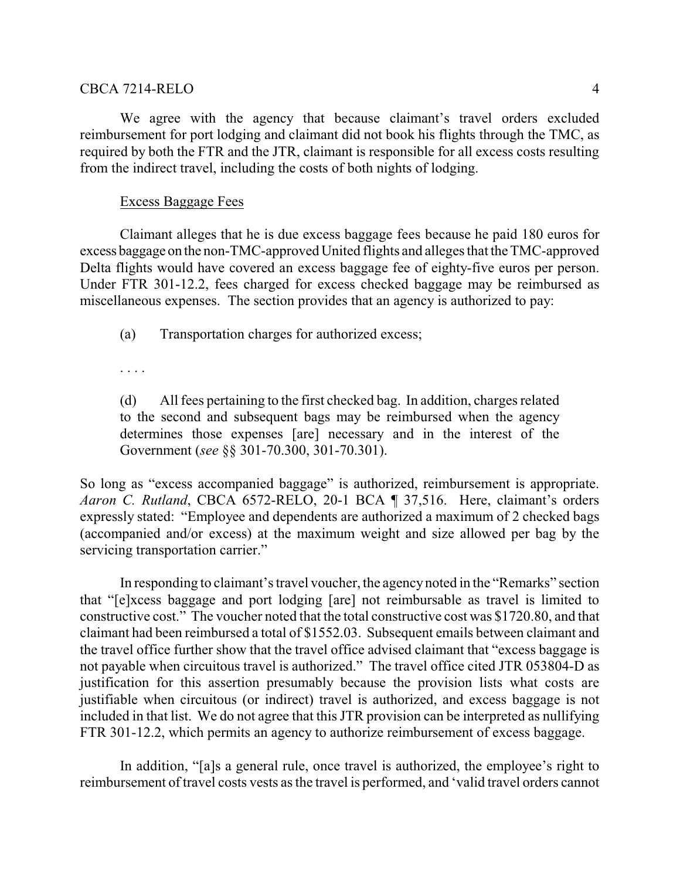We agree with the agency that because claimant's travel orders excluded reimbursement for port lodging and claimant did not book his flights through the TMC, as required by both the FTR and the JTR, claimant is responsible for all excess costs resulting from the indirect travel, including the costs of both nights of lodging.

Excess Baggage Fees

Claimant alleges that he is due excess baggage fees because he paid 180 euros for excess baggage on the non-TMC-approved United flights and alleges that the TMC-approved Delta flights would have covered an excess baggage fee of eighty-five euros per person. Under FTR 301-12.2, fees charged for excess checked baggage may be reimbursed as miscellaneous expenses. The section provides that an agency is authorized to pay:

> (a) Transportation charges for authorized excess;
>
> . . . .
>
> (d) All fees pertaining to the first checked bag. In addition, charges related to the second and subsequent bags may be reimbursed when the agency determines those expenses [are] necessary and in the interest of the Government (*see* §§ 301-70.300, 301-70.301).

So long as "excess accompanied baggage" is authorized, reimbursement is appropriate. *Aaron C. Rutland*, CBCA 6572-RELO, 20-1 BCA ¶ 37,516. Here, claimant's orders expressly stated: "Employee and dependents are authorized a maximum of 2 checked bags (accompanied and/or excess) at the maximum weight and size allowed per bag by the servicing transportation carrier."

In responding to claimant's travel voucher, the agency noted in the "Remarks" section that "[e]xcess baggage and port lodging [are] not reimbursable as travel is limited to constructive cost." The voucher noted that the total constructive cost was $1720.80, and that claimant had been reimbursed a total of $1552.03. Subsequent emails between claimant and the travel office further show that the travel office advised claimant that "excess baggage is not payable when circuitous travel is authorized." The travel office cited JTR 053804-D as justification for this assertion presumably because the provision lists what costs are justifiable when circuitous (or indirect) travel is authorized, and excess baggage is not included in that list. We do not agree that this JTR provision can be interpreted as nullifying FTR 301-12.2, which permits an agency to authorize reimbursement of excess baggage.

In addition, "[a]s a general rule, once travel is authorized, the employee's right to reimbursement of travel costs vests as the travel is performed, and 'valid travel orders cannot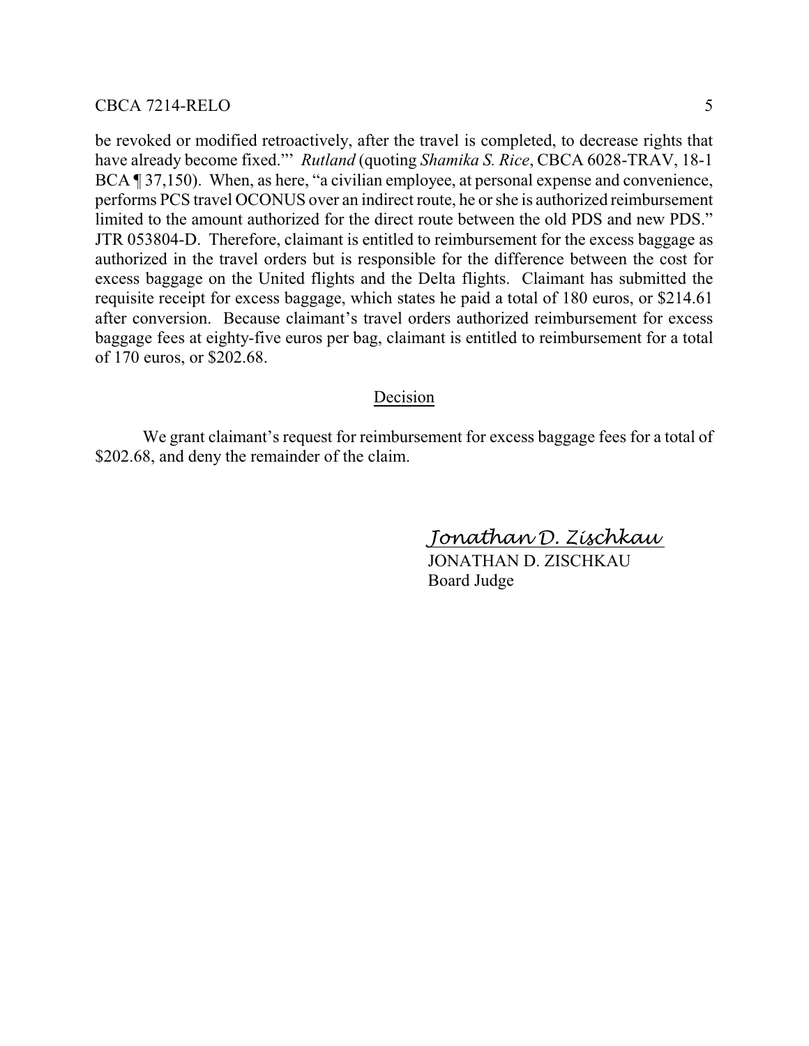be revoked or modified retroactively, after the travel is completed, to decrease rights that have already become fixed."' *Rutland* (quoting *Shamika S. Rice*, CBCA 6028-TRAV, 18-1 BCA ¶ 37,150). When, as here, "a civilian employee, at personal expense and convenience, performs PCS travel OCONUS over an indirect route, he or she is authorized reimbursement limited to the amount authorized for the direct route between the old PDS and new PDS." JTR 053804-D. Therefore, claimant is entitled to reimbursement for the excess baggage as authorized in the travel orders but is responsible for the difference between the cost for excess baggage on the United flights and the Delta flights. Claimant has submitted the requisite receipt for excess baggage, which states he paid a total of 180 euros, or $214.61 after conversion. Because claimant's travel orders authorized reimbursement for excess baggage fees at eighty-five euros per bag, claimant is entitled to reimbursement for a total of 170 euros, or $202.68.

## Decision

We grant claimant's request for reimbursement for excess baggage fees for a total of $202.68, and deny the remainder of the claim.

*Jonathan D. Zischkau*
JONATHAN D. ZISCHKAU
Board Judge